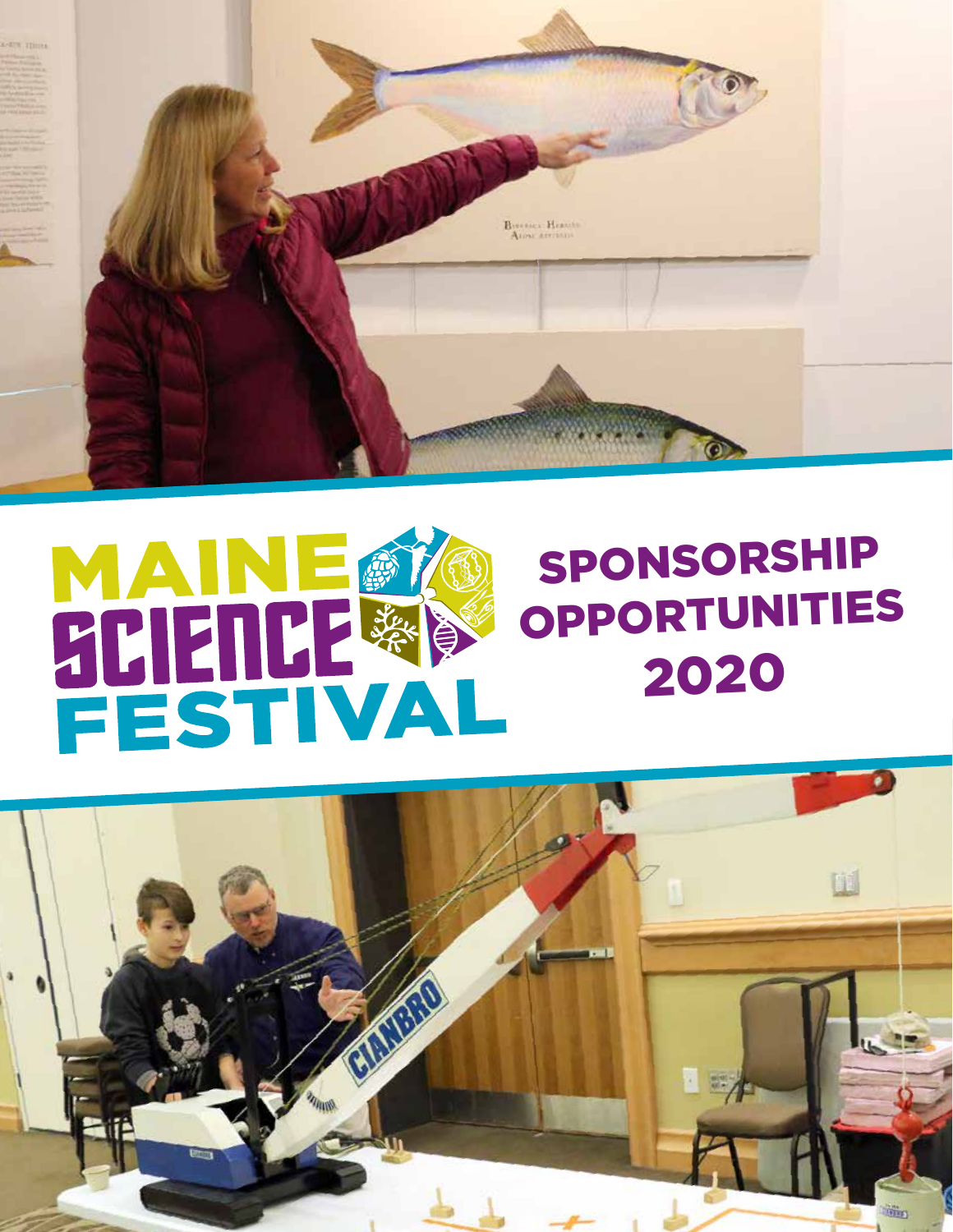# MAINE SCIENCE FESTIVAL

## SPONSORSHIP OPPORTUNITIES 2020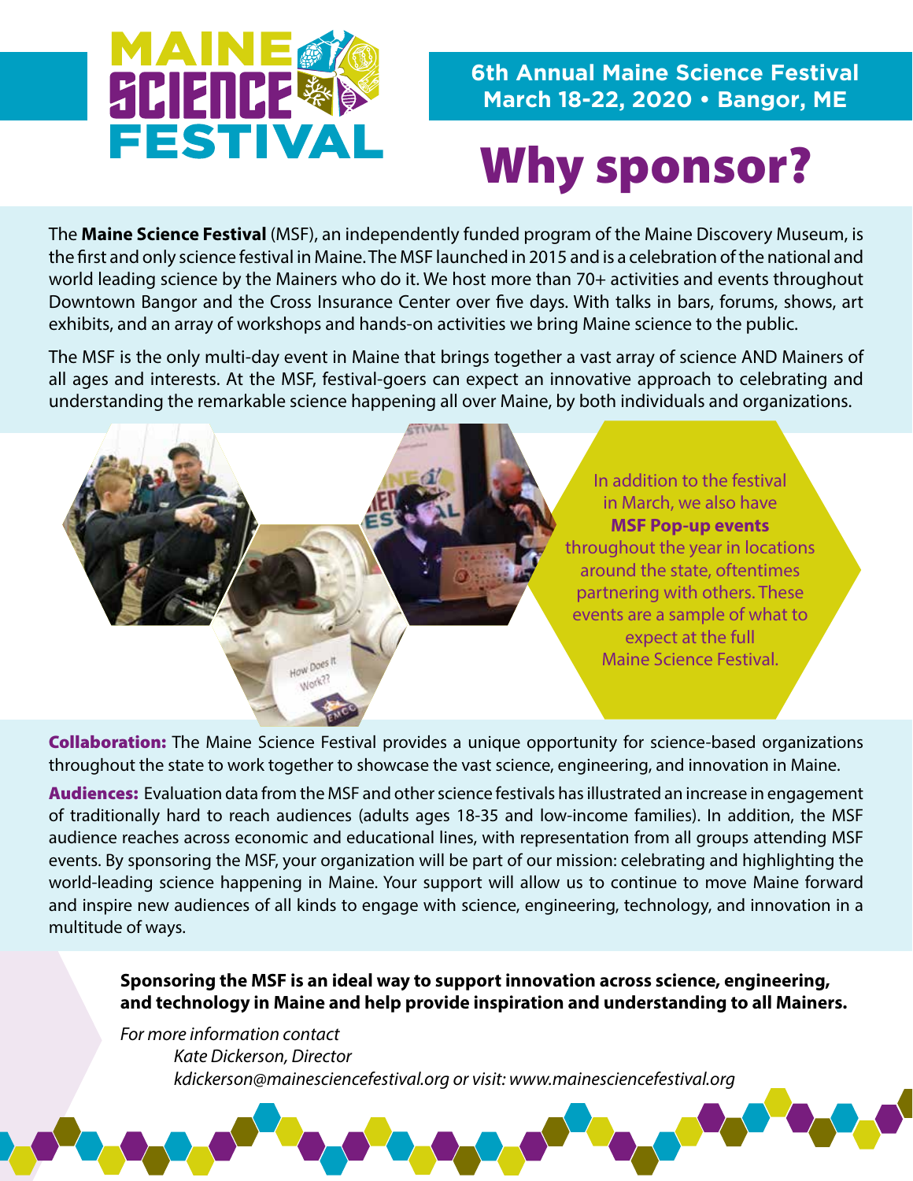# MAINE SCIENCE FESTIVAL

**6th Annual Maine Science Festival**
**March 18-22, 2020 • Bangor, ME**

# Why sponsor?

The **Maine Science Festival** (MSF), an independently funded program of the Maine Discovery Museum, is the first and only science festival in Maine. The MSF launched in 2015 and is a celebration of the national and world leading science by the Mainers who do it. We host more than 70+ activities and events throughout Downtown Bangor and the Cross Insurance Center over five days. With talks in bars, forums, shows, art exhibits, and an array of workshops and hands-on activities we bring Maine science to the public.

The MSF is the only multi-day event in Maine that brings together a vast array of science AND Mainers of all ages and interests. At the MSF, festival-goers can expect an innovative approach to celebrating and understanding the remarkable science happening all over Maine, by both individuals and organizations.

In addition to the festival in March, we also have **MSF Pop-up events** throughout the year in locations around the state, oftentimes partnering with others. These events are a sample of what to expect at the full Maine Science Festival.

**Collaboration:** The Maine Science Festival provides a unique opportunity for science-based organizations throughout the state to work together to showcase the vast science, engineering, and innovation in Maine.

**Audiences:** Evaluation data from the MSF and other science festivals has illustrated an increase in engagement of traditionally hard to reach audiences (adults ages 18-35 and low-income families). In addition, the MSF audience reaches across economic and educational lines, with representation from all groups attending MSF events. By sponsoring the MSF, your organization will be part of our mission: celebrating and highlighting the world-leading science happening in Maine. Your support will allow us to continue to move Maine forward and inspire new audiences of all kinds to engage with science, engineering, technology, and innovation in a multitude of ways.

**Sponsoring the MSF is an ideal way to support innovation across science, engineering, and technology in Maine and help provide inspiration and understanding to all Mainers.**

*For more information contact*
*Kate Dickerson, Director*
*kdickerson@mainesciencefestival.org or visit: www.mainesciencefestival.org*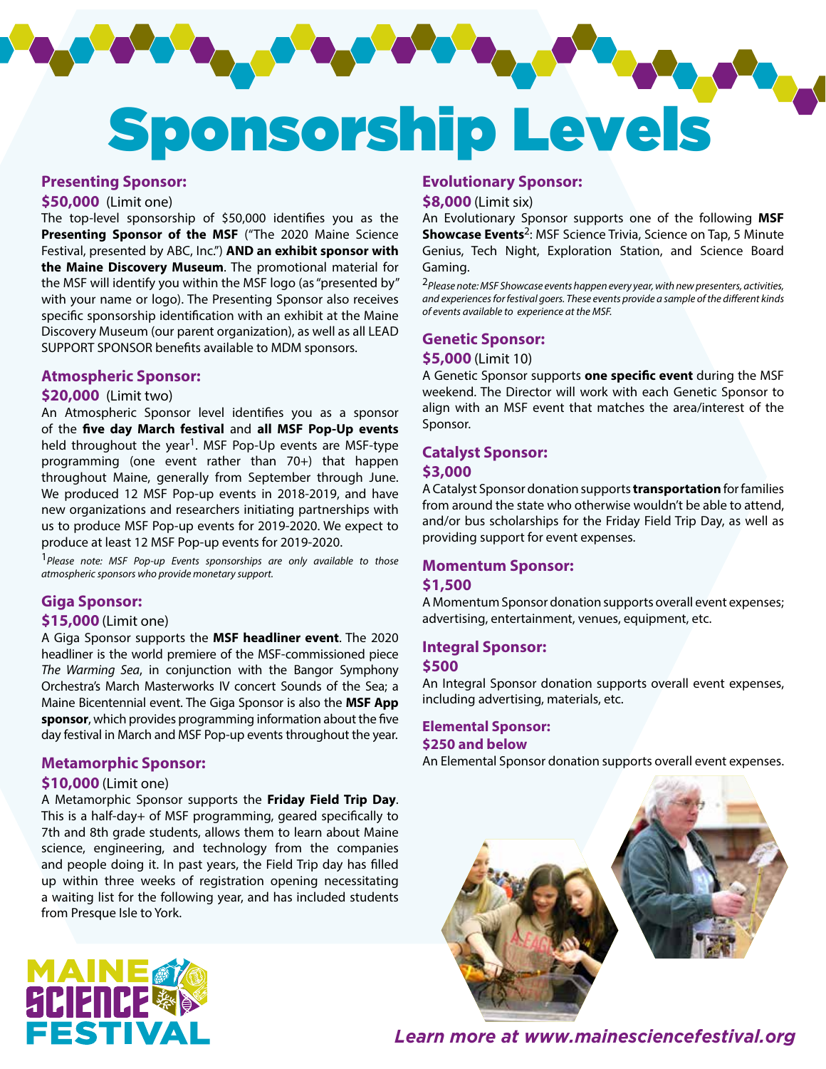# Sponsorship Levels

## Presenting Sponsor:

**$50,000** (Limit one)

The top-level sponsorship of $50,000 identifies you as the **Presenting Sponsor of the MSF** ("The 2020 Maine Science Festival, presented by ABC, Inc.") **AND an exhibit sponsor with the Maine Discovery Museum**. The promotional material for the MSF will identify you within the MSF logo (as "presented by" with your name or logo). The Presenting Sponsor also receives specific sponsorship identification with an exhibit at the Maine Discovery Museum (our parent organization), as well as all LEAD SUPPORT SPONSOR benefits available to MDM sponsors.

## Atmospheric Sponsor:

**$20,000** (Limit two)

An Atmospheric Sponsor level identifies you as a sponsor of the **five day March festival** and **all MSF Pop-Up events** held throughout the year[1]. MSF Pop-Up events are MSF-type programming (one event rather than 70+) that happen throughout Maine, generally from September through June. We produced 12 MSF Pop-up events in 2018-2019, and have new organizations and researchers initiating partnerships with us to produce MSF Pop-up events for 2019-2020. We expect to produce at least 12 MSF Pop-up events for 2019-2020.

[1]*Please note: MSF Pop-up Events sponsorships are only available to those atmospheric sponsors who provide monetary support.*

## Giga Sponsor:

**$15,000** (Limit one)

A Giga Sponsor supports the **MSF headliner event**. The 2020 headliner is the world premiere of the MSF-commissioned piece *The Warming Sea*, in conjunction with the Bangor Symphony Orchestra's March Masterworks IV concert Sounds of the Sea; a Maine Bicentennial event. The Giga Sponsor is also the **MSF App sponsor**, which provides programming information about the five day festival in March and MSF Pop-up events throughout the year.

## Metamorphic Sponsor:

**$10,000** (Limit one)

A Metamorphic Sponsor supports the **Friday Field Trip Day**. This is a half-day+ of MSF programming, geared specifically to 7th and 8th grade students, allows them to learn about Maine science, engineering, and technology from the companies and people doing it. In past years, the Field Trip day has filled up within three weeks of registration opening necessitating a waiting list for the following year, and has included students from Presque Isle to York.

## Evolutionary Sponsor:

**$8,000** (Limit six)

An Evolutionary Sponsor supports one of the following **MSF Showcase Events**[2]: MSF Science Trivia, Science on Tap, 5 Minute Genius, Tech Night, Exploration Station, and Science Board Gaming.

[2]*Please note: MSF Showcase events happen every year, with new presenters, activities, and experiences for festival goers. These events provide a sample of the different kinds of events available to experience at the MSF.*

## Genetic Sponsor:

**$5,000** (Limit 10)

A Genetic Sponsor supports **one specific event** during the MSF weekend. The Director will work with each Genetic Sponsor to align with an MSF event that matches the area/interest of the Sponsor.

## Catalyst Sponsor:

**$3,000**

A Catalyst Sponsor donation supports **transportation** for families from around the state who otherwise wouldn't be able to attend, and/or bus scholarships for the Friday Field Trip Day, as well as providing support for event expenses.

## Momentum Sponsor:

**$1,500**

A Momentum Sponsor donation supports overall event expenses; advertising, entertainment, venues, equipment, etc.

## Integral Sponsor:

**$500**

An Integral Sponsor donation supports overall event expenses, including advertising, materials, etc.

## Elemental Sponsor:

**$250 and below**

An Elemental Sponsor donation supports overall event expenses.

MAINE SCIENCE FESTIVAL

*Learn more at www.mainesciencefestival.org*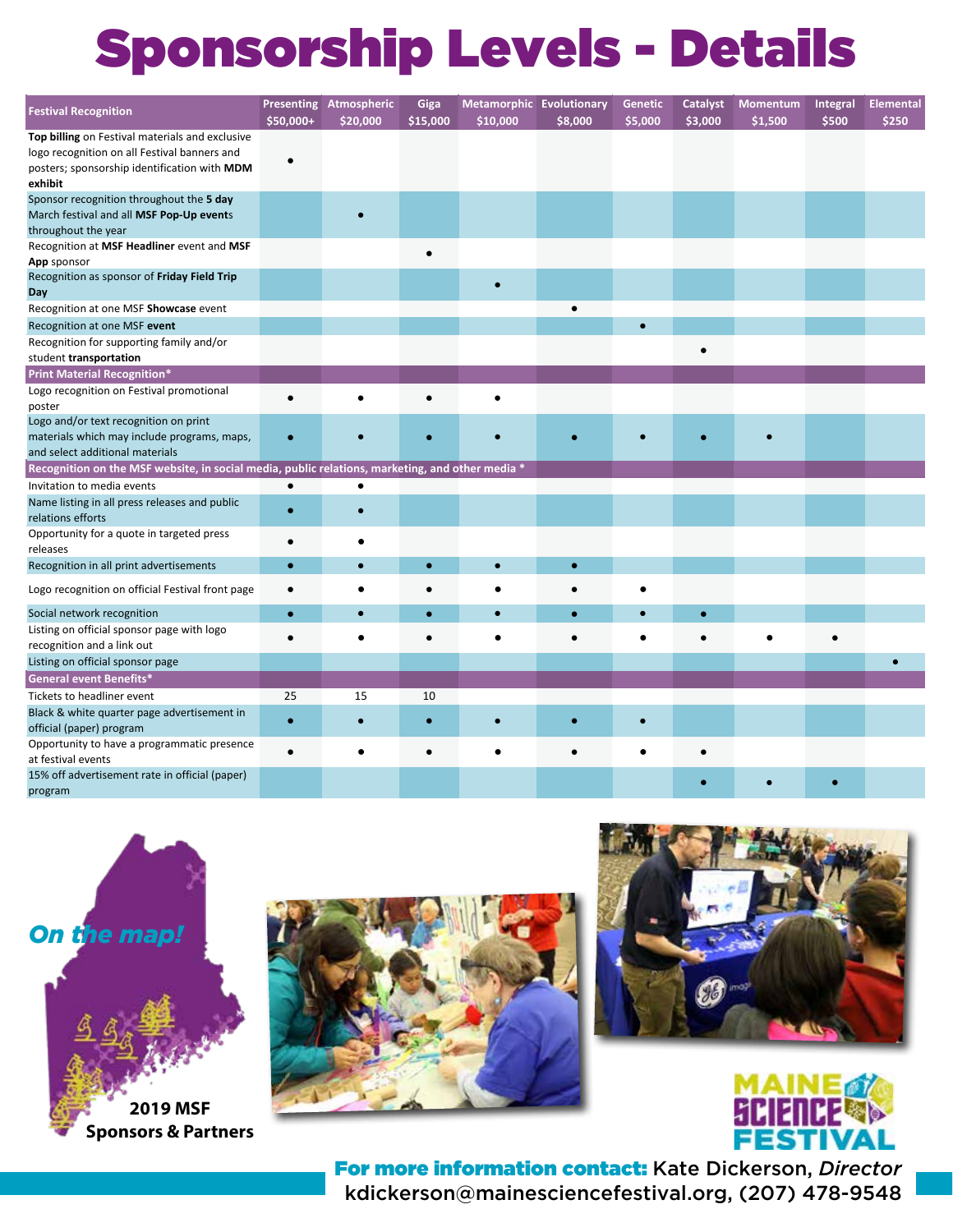# Sponsorship Levels - Details

| Festival Recognition | Presenting $50,000+ | Atmospheric $20,000 | Giga $15,000 | Metamorphic $10,000 | Evolutionary $8,000 | Genetic $5,000 | Catalyst $3,000 | Momentum $1,500 | Integral $500 | Elemental $250 |
|---|---|---|---|---|---|---|---|---|---|---|
| **Top billing** on Festival materials and exclusive logo recognition on all Festival banners and posters; sponsorship identification with **MDM exhibit** | • | | | | | | | | | |
| Sponsor recognition throughout the **5 day** March festival and all **MSF Pop-Up event**s throughout the year | | • | | | | | | | | |
| Recognition at **MSF Headliner** event and **MSF App** sponsor | | | • | | | | | | | |
| Recognition as sponsor of **Friday Field Trip Day** | | | | • | | | | | | |
| Recognition at one MSF **Showcase** event | | | | | • | | | | | |
| Recognition at one MSF **event** | | | | | | • | | | | |
| Recognition for supporting family and/or student **transportation** | | | | | | | • | | | |
| **Print Material Recognition*** | | | | | | | | | | |
| Logo recognition on Festival promotional poster | • | • | • | • | | | | | | |
| Logo and/or text recognition on print materials which may include programs, maps, and select additional materials | • | • | • | • | • | • | • | • | | |
| **Recognition on the MSF website, in social media, public relations, marketing, and other media *** | | | | | | | | | | |
| Invitation to media events | • | • | | | | | | | | |
| Name listing in all press releases and public relations efforts | • | • | | | | | | | | |
| Opportunity for a quote in targeted press releases | • | • | | | | | | | | |
| Recognition in all print advertisements | • | • | • | • | • | | | | | |
| Logo recognition on official Festival front page | • | • | • | • | • | • | | | | |
| Social network recognition | • | • | • | • | • | • | • | | | |
| Listing on official sponsor page with logo recognition and a link out | • | • | • | • | • | • | • | • | • | |
| Listing on official sponsor page | | | | | | | | | | • |
| **General event Benefits*** | | | | | | | | | | |
| Tickets to headliner event | 25 | 15 | 10 | | | | | | | |
| Black & white quarter page advertisement in official (paper) program | • | • | • | • | • | • | | | | |
| Opportunity to have a programmatic presence at festival events | • | • | • | • | • | • | • | | | |
| 15% off advertisement rate in official (paper) program | | | | | | | • | • | • | |

*On the map!*

**2019 MSF Sponsors & Partners**

MAINE SCIENCE FESTIVAL

**For more information contact:** Kate Dickerson, *Director*
kdickerson@mainesciencefestival.org, (207) 478-9548